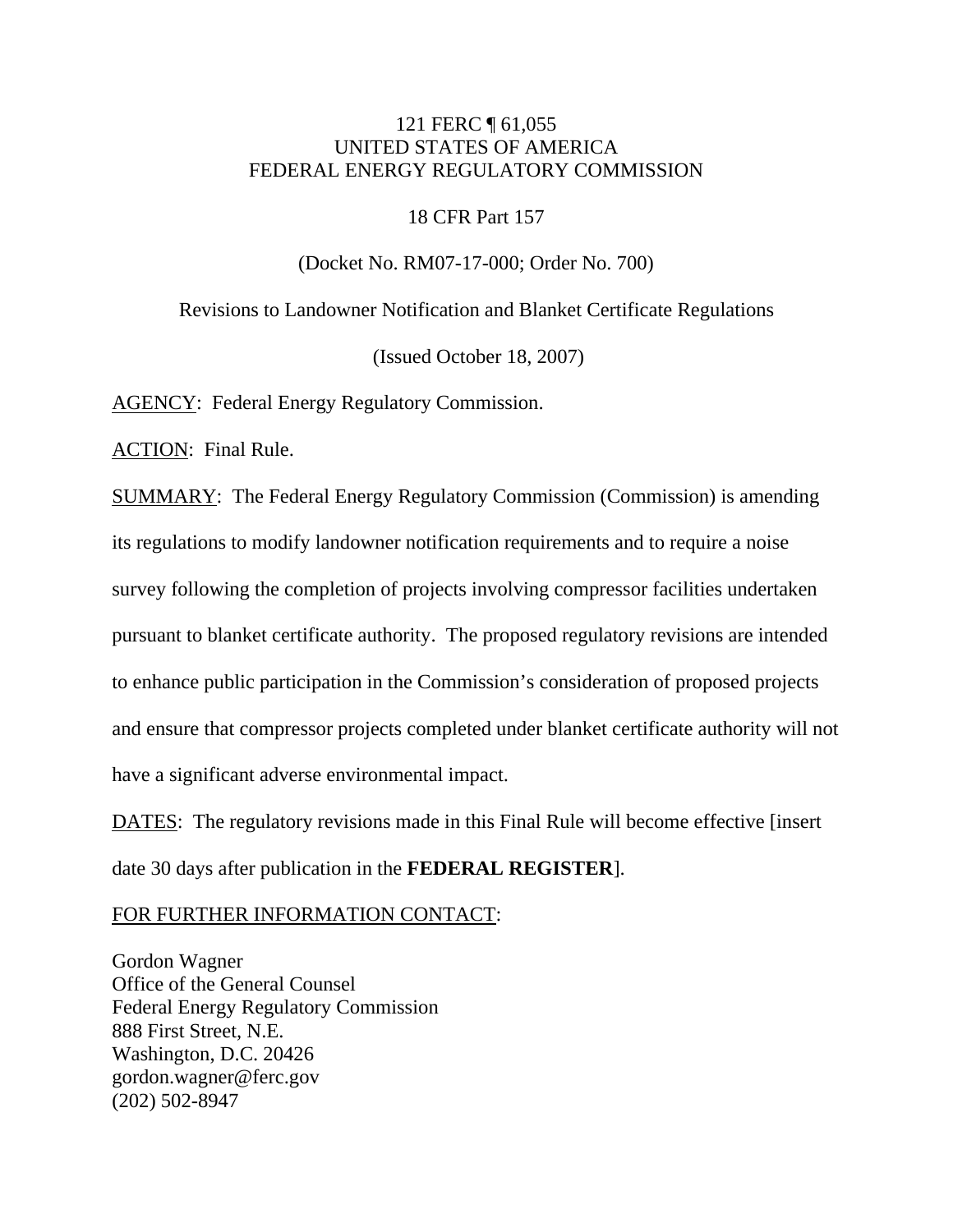121 FERC ¶ 61,055
UNITED STATES OF AMERICA
FEDERAL ENERGY REGULATORY COMMISSION

18 CFR Part 157

(Docket No. RM07-17-000; Order No. 700)

Revisions to Landowner Notification and Blanket Certificate Regulations

(Issued October 18, 2007)

AGENCY: Federal Energy Regulatory Commission.

ACTION: Final Rule.

SUMMARY: The Federal Energy Regulatory Commission (Commission) is amending its regulations to modify landowner notification requirements and to require a noise survey following the completion of projects involving compressor facilities undertaken pursuant to blanket certificate authority. The proposed regulatory revisions are intended to enhance public participation in the Commission's consideration of proposed projects and ensure that compressor projects completed under blanket certificate authority will not have a significant adverse environmental impact.

DATES: The regulatory revisions made in this Final Rule will become effective [insert date 30 days after publication in the **FEDERAL REGISTER**].

FOR FURTHER INFORMATION CONTACT:

Gordon Wagner
Office of the General Counsel
Federal Energy Regulatory Commission
888 First Street, N.E.
Washington, D.C. 20426
gordon.wagner@ferc.gov
(202) 502-8947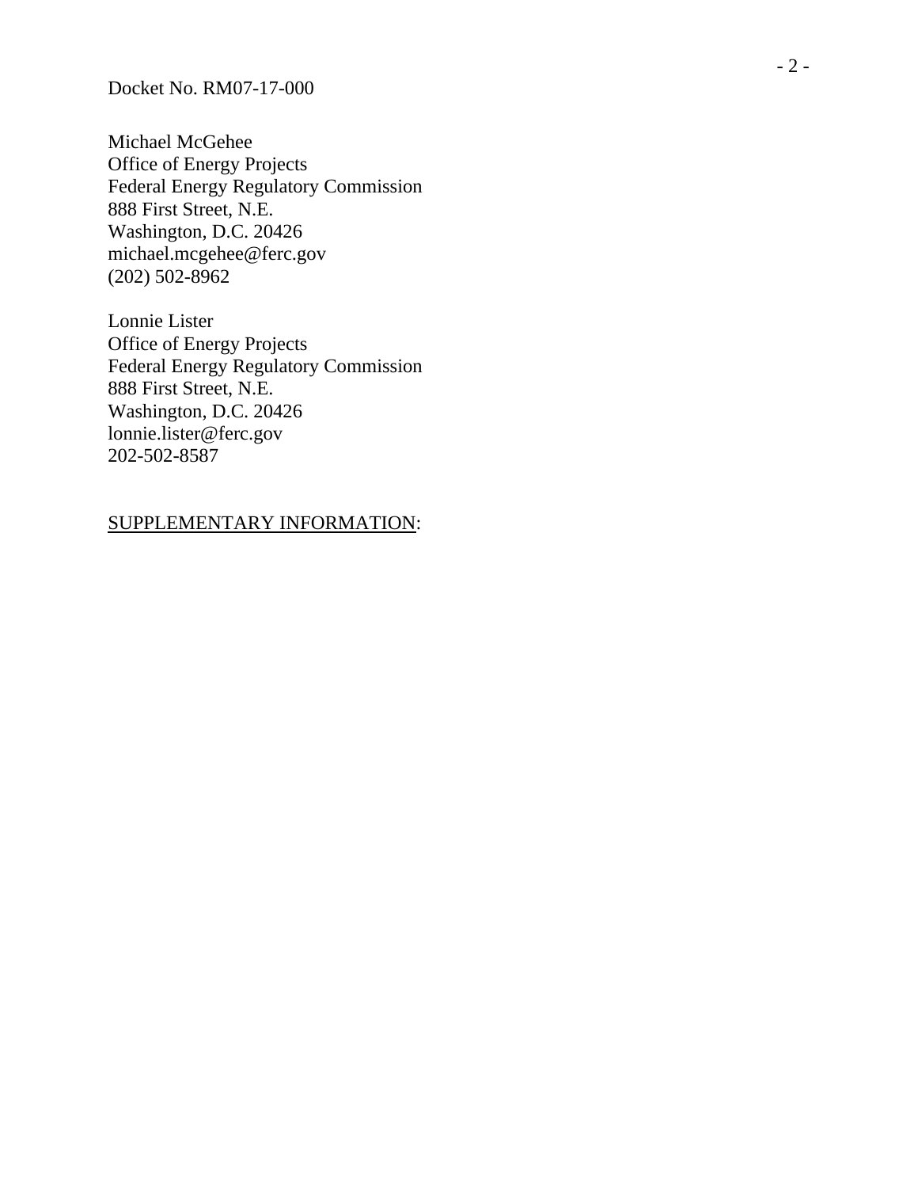Docket No. RM07-17-000

Michael McGehee
Office of Energy Projects
Federal Energy Regulatory Commission
888 First Street, N.E.
Washington, D.C. 20426
michael.mcgehee@ferc.gov
(202) 502-8962

Lonnie Lister
Office of Energy Projects
Federal Energy Regulatory Commission
888 First Street, N.E.
Washington, D.C. 20426
lonnie.lister@ferc.gov
202-502-8587

SUPPLEMENTARY INFORMATION: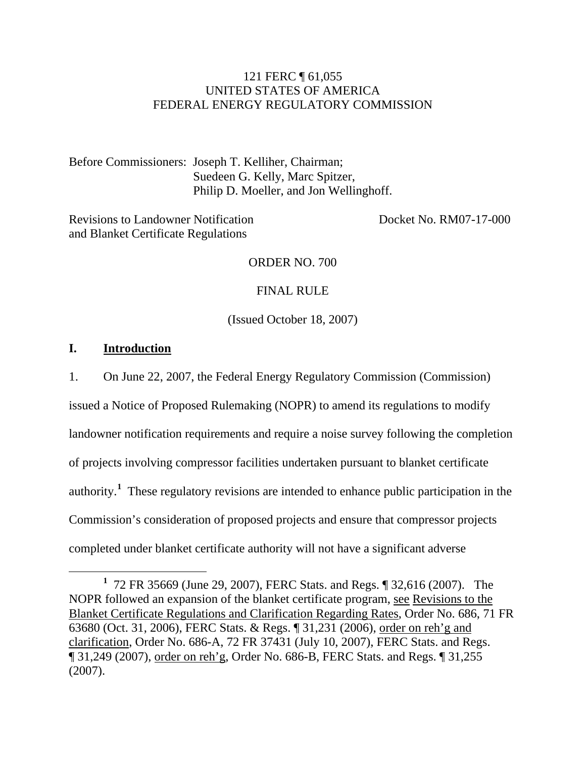121 FERC ¶ 61,055
UNITED STATES OF AMERICA
FEDERAL ENERGY REGULATORY COMMISSION

Before Commissioners: Joseph T. Kelliher, Chairman;
Suedeen G. Kelly, Marc Spitzer,
Philip D. Moeller, and Jon Wellinghoff.

Revisions to Landowner Notification and Blanket Certificate Regulations — Docket No. RM07-17-000

ORDER NO. 700

FINAL RULE

(Issued October 18, 2007)

## I. Introduction

1. On June 22, 2007, the Federal Energy Regulatory Commission (Commission) issued a Notice of Proposed Rulemaking (NOPR) to amend its regulations to modify landowner notification requirements and require a noise survey following the completion of projects involving compressor facilities undertaken pursuant to blanket certificate authority.[1] These regulatory revisions are intended to enhance public participation in the Commission's consideration of proposed projects and ensure that compressor projects completed under blanket certificate authority will not have a significant adverse

[1] 72 FR 35669 (June 29, 2007), FERC Stats. and Regs. ¶ 32,616 (2007). The NOPR followed an expansion of the blanket certificate program, see Revisions to the Blanket Certificate Regulations and Clarification Regarding Rates, Order No. 686, 71 FR 63680 (Oct. 31, 2006), FERC Stats. & Regs. ¶ 31,231 (2006), order on reh'g and clarification, Order No. 686-A, 72 FR 37431 (July 10, 2007), FERC Stats. and Regs. ¶ 31,249 (2007), order on reh'g, Order No. 686-B, FERC Stats. and Regs. ¶ 31,255 (2007).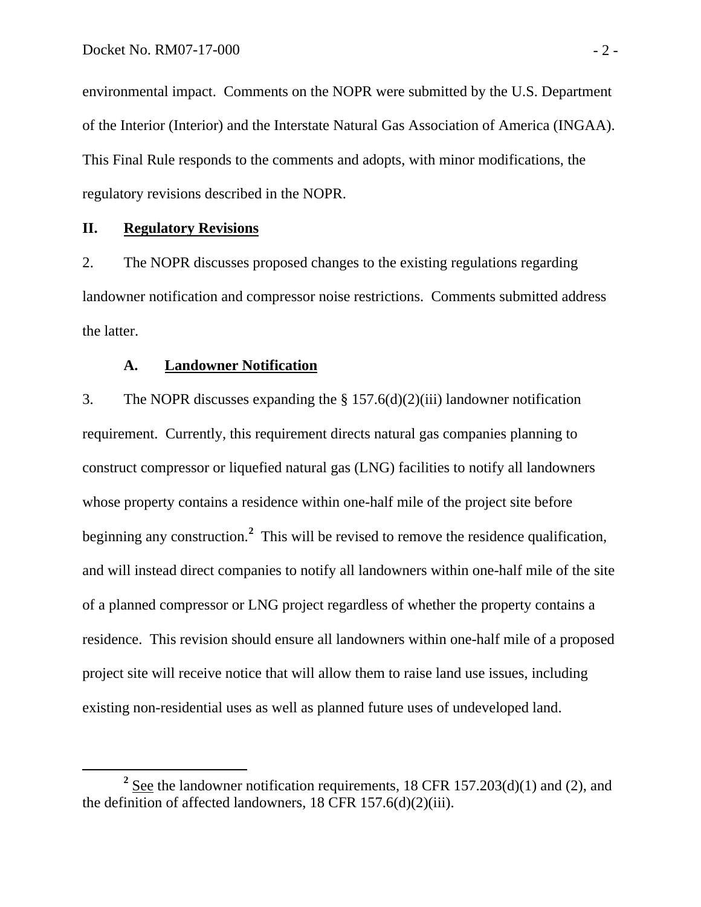environmental impact. Comments on the NOPR were submitted by the U.S. Department of the Interior (Interior) and the Interstate Natural Gas Association of America (INGAA). This Final Rule responds to the comments and adopts, with minor modifications, the regulatory revisions described in the NOPR.

## II. Regulatory Revisions

2. The NOPR discusses proposed changes to the existing regulations regarding landowner notification and compressor noise restrictions. Comments submitted address the latter.

### A. Landowner Notification

3. The NOPR discusses expanding the § 157.6(d)(2)(iii) landowner notification requirement. Currently, this requirement directs natural gas companies planning to construct compressor or liquefied natural gas (LNG) facilities to notify all landowners whose property contains a residence within one-half mile of the project site before beginning any construction.[2] This will be revised to remove the residence qualification, and will instead direct companies to notify all landowners within one-half mile of the site of a planned compressor or LNG project regardless of whether the property contains a residence. This revision should ensure all landowners within one-half mile of a proposed project site will receive notice that will allow them to raise land use issues, including existing non-residential uses as well as planned future uses of undeveloped land.

[2] See the landowner notification requirements, 18 CFR 157.203(d)(1) and (2), and the definition of affected landowners, 18 CFR 157.6(d)(2)(iii).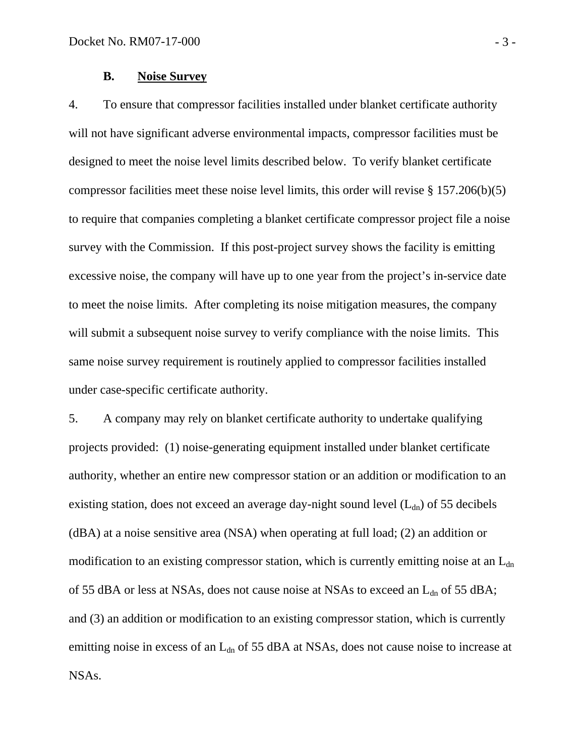### B. **Noise Survey**

4. To ensure that compressor facilities installed under blanket certificate authority will not have significant adverse environmental impacts, compressor facilities must be designed to meet the noise level limits described below. To verify blanket certificate compressor facilities meet these noise level limits, this order will revise § 157.206(b)(5) to require that companies completing a blanket certificate compressor project file a noise survey with the Commission. If this post-project survey shows the facility is emitting excessive noise, the company will have up to one year from the project's in-service date to meet the noise limits. After completing its noise mitigation measures, the company will submit a subsequent noise survey to verify compliance with the noise limits. This same noise survey requirement is routinely applied to compressor facilities installed under case-specific certificate authority.

5. A company may rely on blanket certificate authority to undertake qualifying projects provided: (1) noise-generating equipment installed under blanket certificate authority, whether an entire new compressor station or an addition or modification to an existing station, does not exceed an average day-night sound level ($L_{dn}$) of 55 decibels (dBA) at a noise sensitive area (NSA) when operating at full load; (2) an addition or modification to an existing compressor station, which is currently emitting noise at an $L_{dn}$ of 55 dBA or less at NSAs, does not cause noise at NSAs to exceed an $L_{dn}$ of 55 dBA; and (3) an addition or modification to an existing compressor station, which is currently emitting noise in excess of an $L_{dn}$ of 55 dBA at NSAs, does not cause noise to increase at NSAs.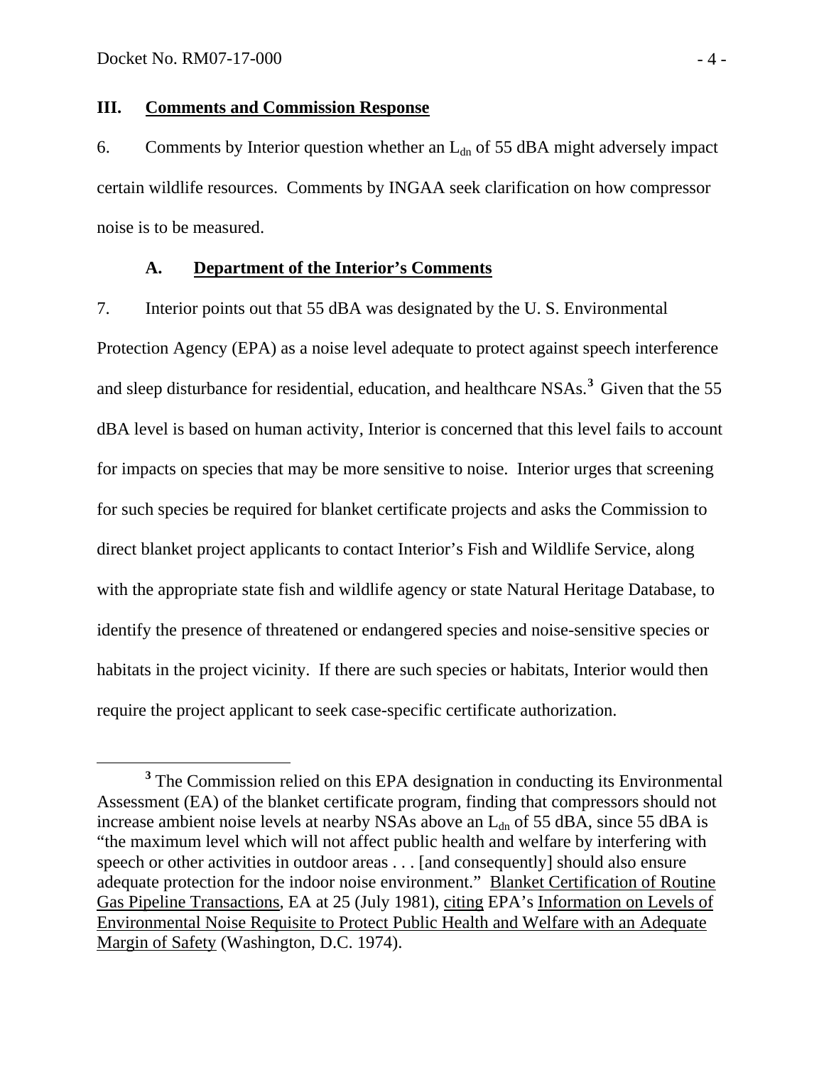## III. Comments and Commission Response

6. Comments by Interior question whether an $L_{dn}$ of 55 dBA might adversely impact certain wildlife resources. Comments by INGAA seek clarification on how compressor noise is to be measured.

### A. Department of the Interior's Comments

7. Interior points out that 55 dBA was designated by the U. S. Environmental Protection Agency (EPA) as a noise level adequate to protect against speech interference and sleep disturbance for residential, education, and healthcare NSAs.[3] Given that the 55 dBA level is based on human activity, Interior is concerned that this level fails to account for impacts on species that may be more sensitive to noise. Interior urges that screening for such species be required for blanket certificate projects and asks the Commission to direct blanket project applicants to contact Interior's Fish and Wildlife Service, along with the appropriate state fish and wildlife agency or state Natural Heritage Database, to identify the presence of threatened or endangered species and noise-sensitive species or habitats in the project vicinity. If there are such species or habitats, Interior would then require the project applicant to seek case-specific certificate authorization.

---

[3] The Commission relied on this EPA designation in conducting its Environmental Assessment (EA) of the blanket certificate program, finding that compressors should not increase ambient noise levels at nearby NSAs above an $L_{dn}$ of 55 dBA, since 55 dBA is "the maximum level which will not affect public health and welfare by interfering with speech or other activities in outdoor areas . . . [and consequently] should also ensure adequate protection for the indoor noise environment." Blanket Certification of Routine Gas Pipeline Transactions, EA at 25 (July 1981), citing EPA's Information on Levels of Environmental Noise Requisite to Protect Public Health and Welfare with an Adequate Margin of Safety (Washington, D.C. 1974).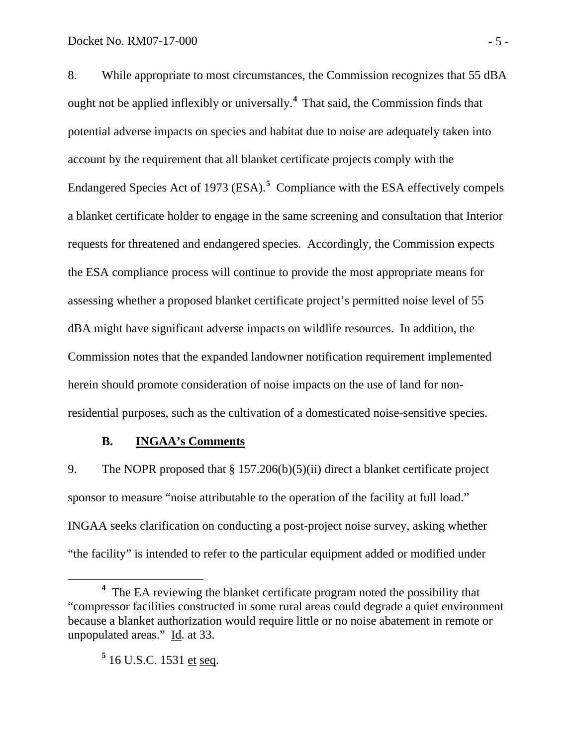8. While appropriate to most circumstances, the Commission recognizes that 55 dBA ought not be applied inflexibly or universally.[4] That said, the Commission finds that potential adverse impacts on species and habitat due to noise are adequately taken into account by the requirement that all blanket certificate projects comply with the Endangered Species Act of 1973 (ESA).[5] Compliance with the ESA effectively compels a blanket certificate holder to engage in the same screening and consultation that Interior requests for threatened and endangered species. Accordingly, the Commission expects the ESA compliance process will continue to provide the most appropriate means for assessing whether a proposed blanket certificate project's permitted noise level of 55 dBA might have significant adverse impacts on wildlife resources. In addition, the Commission notes that the expanded landowner notification requirement implemented herein should promote consideration of noise impacts on the use of land for non-residential purposes, such as the cultivation of a domesticated noise-sensitive species.

### B. INGAA's Comments

9. The NOPR proposed that § 157.206(b)(5)(ii) direct a blanket certificate project sponsor to measure "noise attributable to the operation of the facility at full load." INGAA seeks clarification on conducting a post-project noise survey, asking whether "the facility" is intended to refer to the particular equipment added or modified under

---

[4] The EA reviewing the blanket certificate program noted the possibility that "compressor facilities constructed in some rural areas could degrade a quiet environment because a blanket authorization would require little or no noise abatement in remote or unpopulated areas." Id. at 33.

[5] 16 U.S.C. 1531 et seq.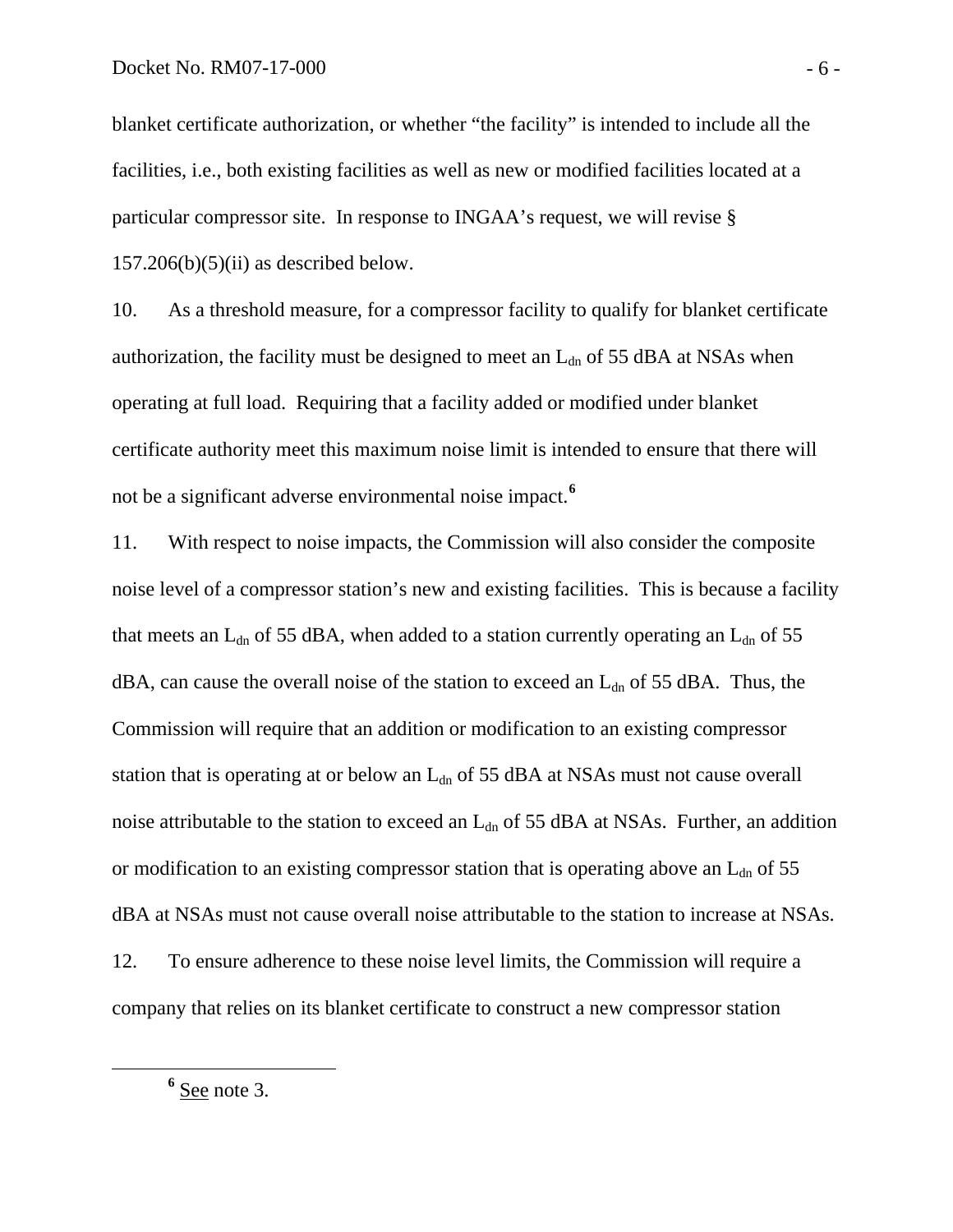blanket certificate authorization, or whether "the facility" is intended to include all the facilities, i.e., both existing facilities as well as new or modified facilities located at a particular compressor site. In response to INGAA's request, we will revise § 157.206(b)(5)(ii) as described below.

10. As a threshold measure, for a compressor facility to qualify for blanket certificate authorization, the facility must be designed to meet an $L_{dn}$ of 55 dBA at NSAs when operating at full load. Requiring that a facility added or modified under blanket certificate authority meet this maximum noise limit is intended to ensure that there will not be a significant adverse environmental noise impact.[6]

11. With respect to noise impacts, the Commission will also consider the composite noise level of a compressor station's new and existing facilities. This is because a facility that meets an $L_{dn}$ of 55 dBA, when added to a station currently operating an $L_{dn}$ of 55 dBA, can cause the overall noise of the station to exceed an $L_{dn}$ of 55 dBA. Thus, the Commission will require that an addition or modification to an existing compressor station that is operating at or below an $L_{dn}$ of 55 dBA at NSAs must not cause overall noise attributable to the station to exceed an $L_{dn}$ of 55 dBA at NSAs. Further, an addition or modification to an existing compressor station that is operating above an $L_{dn}$ of 55 dBA at NSAs must not cause overall noise attributable to the station to increase at NSAs.

12. To ensure adherence to these noise level limits, the Commission will require a company that relies on its blanket certificate to construct a new compressor station

---

[6] See note 3.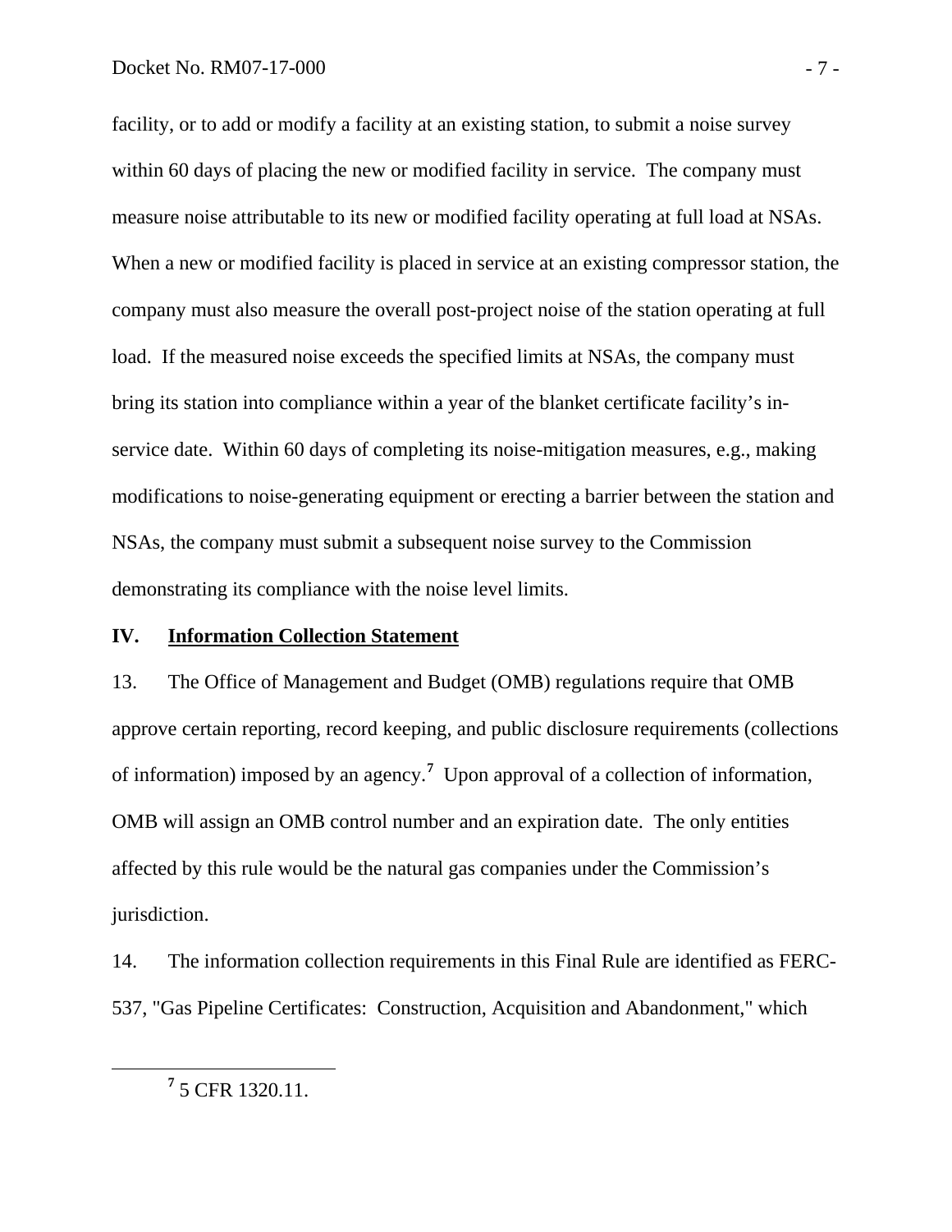facility, or to add or modify a facility at an existing station, to submit a noise survey within 60 days of placing the new or modified facility in service. The company must measure noise attributable to its new or modified facility operating at full load at NSAs. When a new or modified facility is placed in service at an existing compressor station, the company must also measure the overall post-project noise of the station operating at full load. If the measured noise exceeds the specified limits at NSAs, the company must bring its station into compliance within a year of the blanket certificate facility's in-service date. Within 60 days of completing its noise-mitigation measures, e.g., making modifications to noise-generating equipment or erecting a barrier between the station and NSAs, the company must submit a subsequent noise survey to the Commission demonstrating its compliance with the noise level limits.

## IV. Information Collection Statement

13. The Office of Management and Budget (OMB) regulations require that OMB approve certain reporting, record keeping, and public disclosure requirements (collections of information) imposed by an agency.[7] Upon approval of a collection of information, OMB will assign an OMB control number and an expiration date. The only entities affected by this rule would be the natural gas companies under the Commission's jurisdiction.

14. The information collection requirements in this Final Rule are identified as FERC-537, "Gas Pipeline Certificates: Construction, Acquisition and Abandonment," which

---

[7] 5 CFR 1320.11.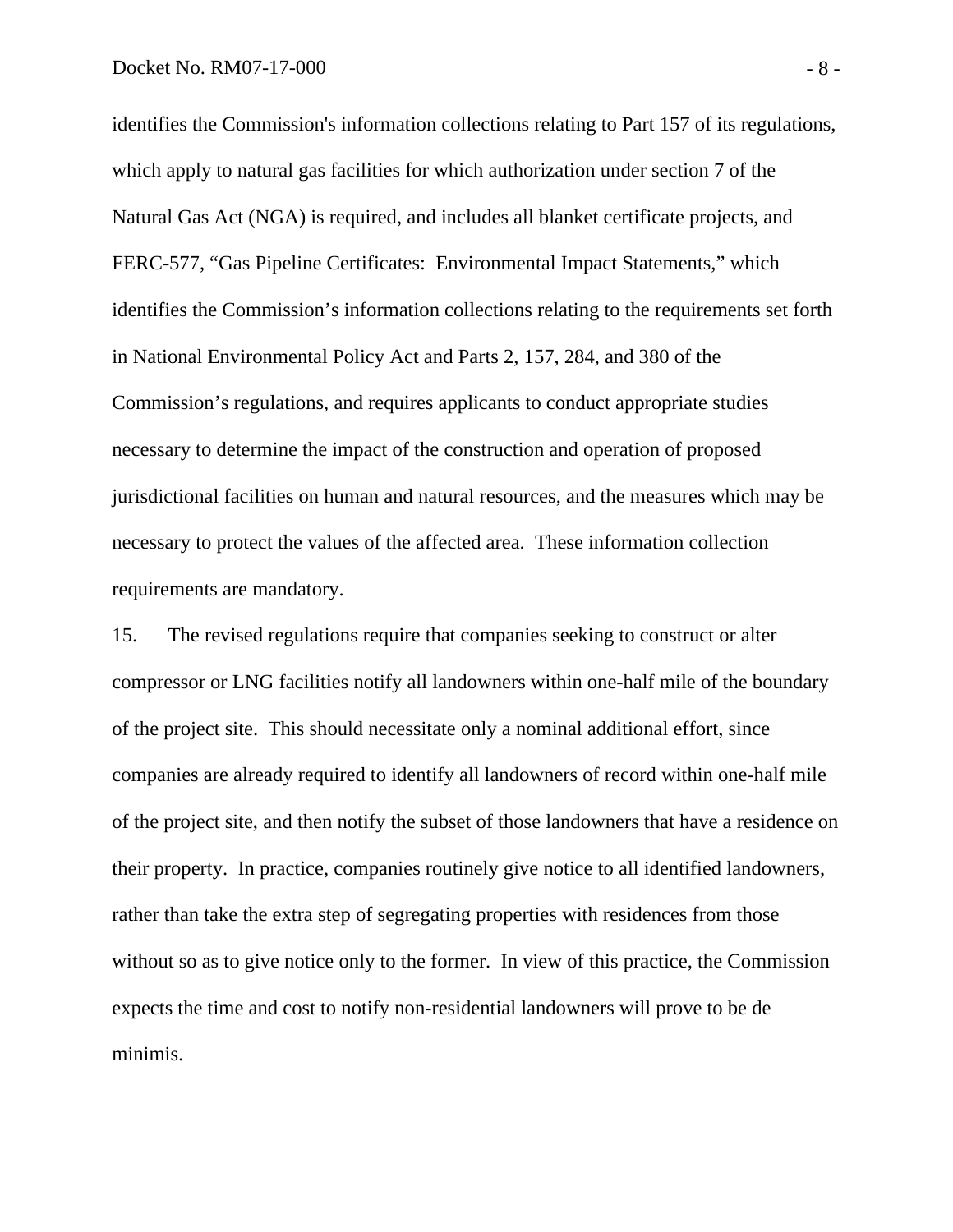identifies the Commission's information collections relating to Part 157 of its regulations, which apply to natural gas facilities for which authorization under section 7 of the Natural Gas Act (NGA) is required, and includes all blanket certificate projects, and FERC-577, “Gas Pipeline Certificates: Environmental Impact Statements,” which identifies the Commission’s information collections relating to the requirements set forth in National Environmental Policy Act and Parts 2, 157, 284, and 380 of the Commission’s regulations, and requires applicants to conduct appropriate studies necessary to determine the impact of the construction and operation of proposed jurisdictional facilities on human and natural resources, and the measures which may be necessary to protect the values of the affected area. These information collection requirements are mandatory.

15. The revised regulations require that companies seeking to construct or alter compressor or LNG facilities notify all landowners within one-half mile of the boundary of the project site. This should necessitate only a nominal additional effort, since companies are already required to identify all landowners of record within one-half mile of the project site, and then notify the subset of those landowners that have a residence on their property. In practice, companies routinely give notice to all identified landowners, rather than take the extra step of segregating properties with residences from those without so as to give notice only to the former. In view of this practice, the Commission expects the time and cost to notify non-residential landowners will prove to be de minimis.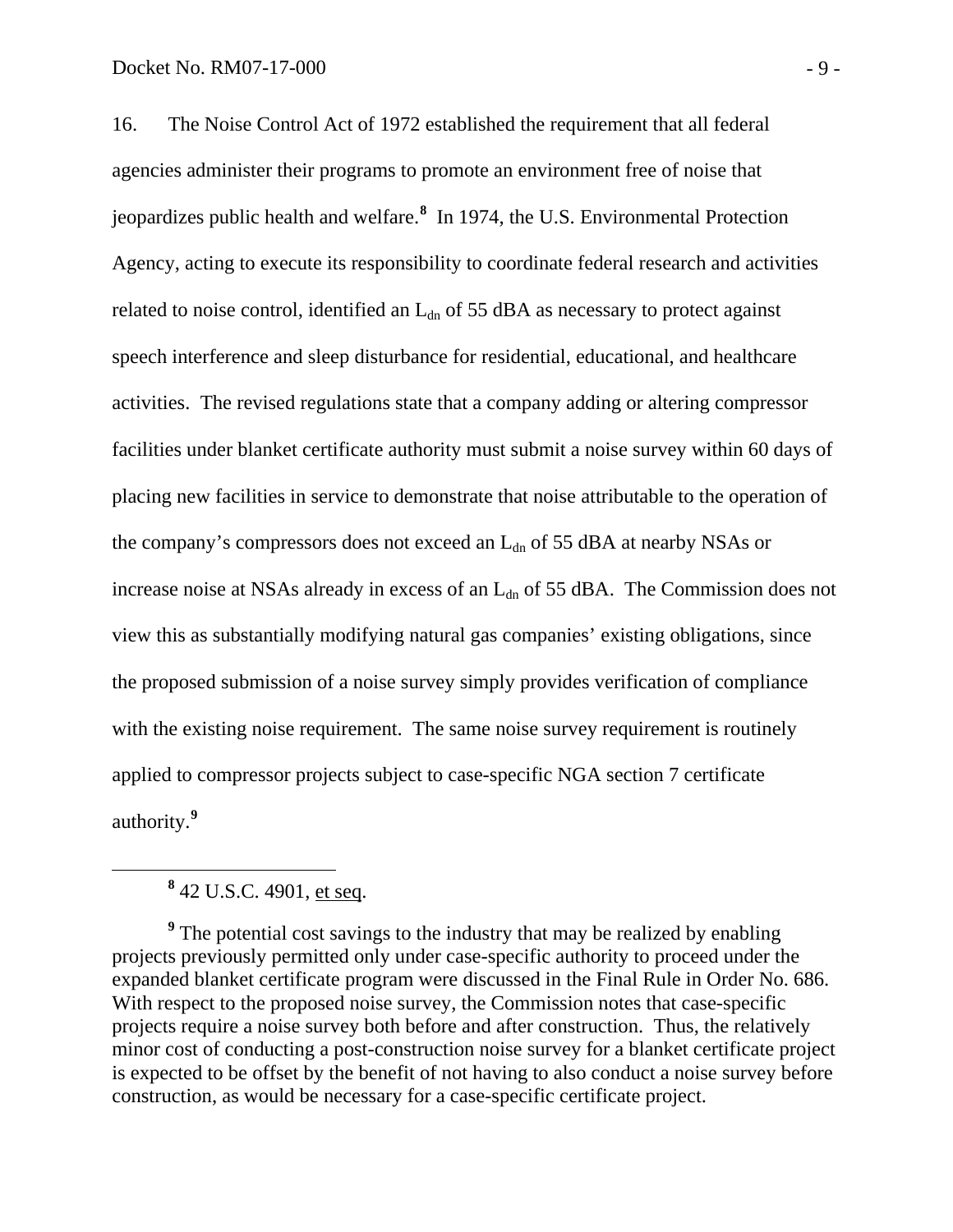16. The Noise Control Act of 1972 established the requirement that all federal agencies administer their programs to promote an environment free of noise that jeopardizes public health and welfare.[8] In 1974, the U.S. Environmental Protection Agency, acting to execute its responsibility to coordinate federal research and activities related to noise control, identified an $L_{dn}$ of 55 dBA as necessary to protect against speech interference and sleep disturbance for residential, educational, and healthcare activities. The revised regulations state that a company adding or altering compressor facilities under blanket certificate authority must submit a noise survey within 60 days of placing new facilities in service to demonstrate that noise attributable to the operation of the company's compressors does not exceed an $L_{dn}$ of 55 dBA at nearby NSAs or increase noise at NSAs already in excess of an $L_{dn}$ of 55 dBA. The Commission does not view this as substantially modifying natural gas companies' existing obligations, since the proposed submission of a noise survey simply provides verification of compliance with the existing noise requirement. The same noise survey requirement is routinely applied to compressor projects subject to case-specific NGA section 7 certificate authority.[9]

---

[8] 42 U.S.C. 4901, et seq.

[9] The potential cost savings to the industry that may be realized by enabling projects previously permitted only under case-specific authority to proceed under the expanded blanket certificate program were discussed in the Final Rule in Order No. 686. With respect to the proposed noise survey, the Commission notes that case-specific projects require a noise survey both before and after construction. Thus, the relatively minor cost of conducting a post-construction noise survey for a blanket certificate project is expected to be offset by the benefit of not having to also conduct a noise survey before construction, as would be necessary for a case-specific certificate project.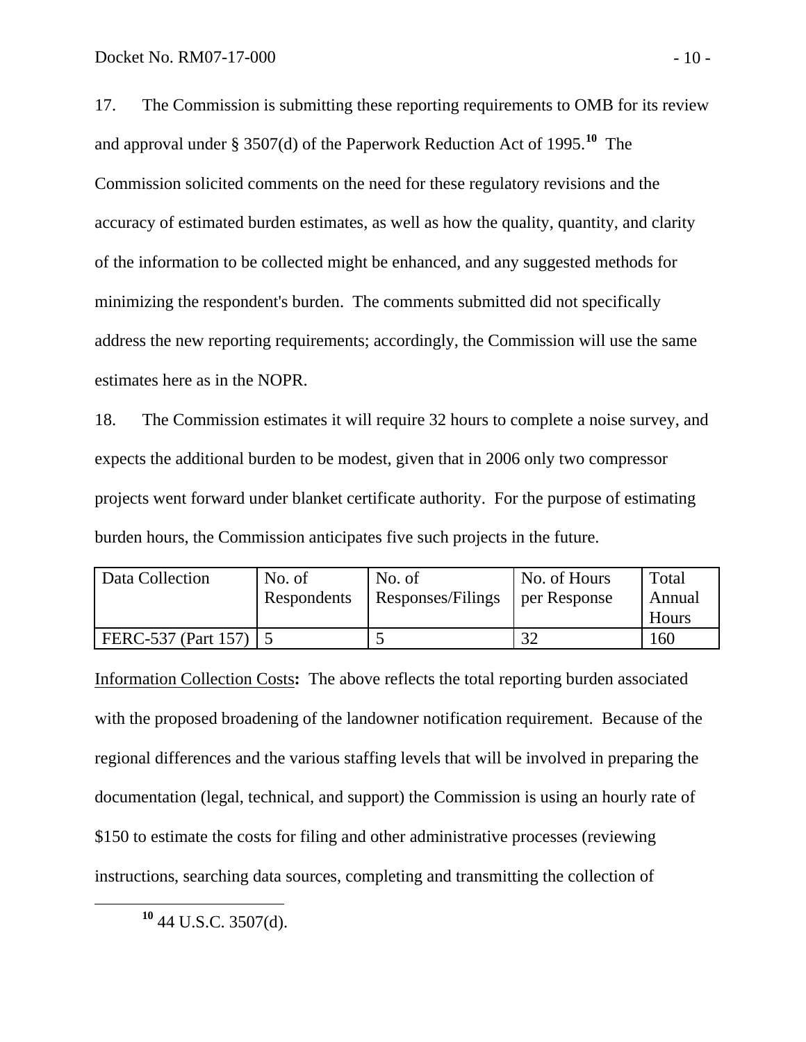17. The Commission is submitting these reporting requirements to OMB for its review and approval under § 3507(d) of the Paperwork Reduction Act of 1995.[10] The Commission solicited comments on the need for these regulatory revisions and the accuracy of estimated burden estimates, as well as how the quality, quantity, and clarity of the information to be collected might be enhanced, and any suggested methods for minimizing the respondent's burden. The comments submitted did not specifically address the new reporting requirements; accordingly, the Commission will use the same estimates here as in the NOPR.

18. The Commission estimates it will require 32 hours to complete a noise survey, and expects the additional burden to be modest, given that in 2006 only two compressor projects went forward under blanket certificate authority. For the purpose of estimating burden hours, the Commission anticipates five such projects in the future.

| Data Collection | No. of Respondents | No. of Responses/Filings | No. of Hours per Response | Total Annual Hours |
|---|---|---|---|---|
| FERC-537 (Part 157) | 5 | 5 | 32 | 160 |

Information Collection Costs**:** The above reflects the total reporting burden associated with the proposed broadening of the landowner notification requirement. Because of the regional differences and the various staffing levels that will be involved in preparing the documentation (legal, technical, and support) the Commission is using an hourly rate of $150 to estimate the costs for filing and other administrative processes (reviewing instructions, searching data sources, completing and transmitting the collection of

[10] 44 U.S.C. 3507(d).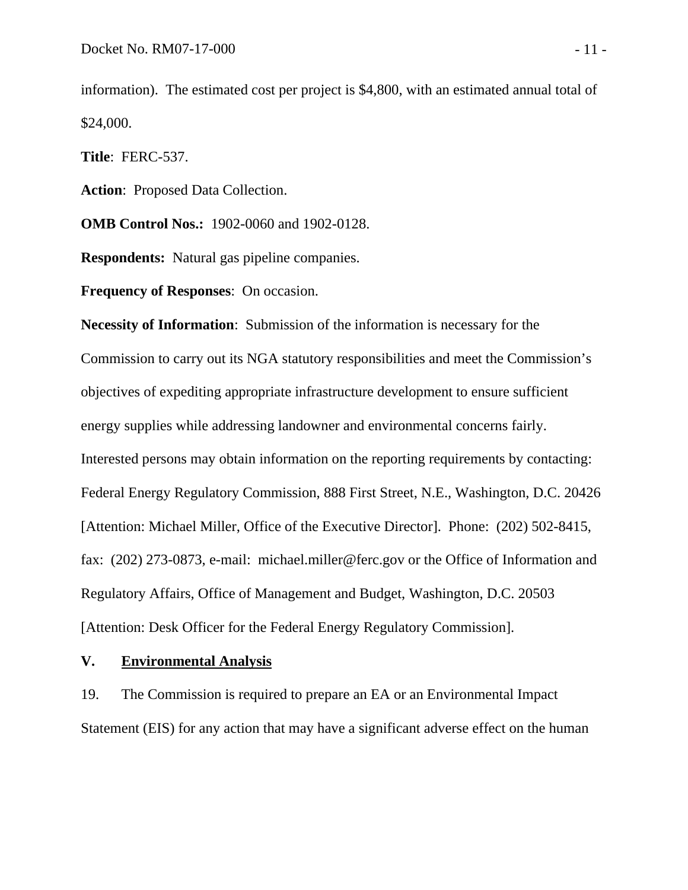information). The estimated cost per project is $4,800, with an estimated annual total of $24,000.

**Title**: FERC-537.

**Action**: Proposed Data Collection.

**OMB Control Nos.:** 1902-0060 and 1902-0128.

**Respondents:** Natural gas pipeline companies.

**Frequency of Responses**: On occasion.

**Necessity of Information**: Submission of the information is necessary for the Commission to carry out its NGA statutory responsibilities and meet the Commission's objectives of expediting appropriate infrastructure development to ensure sufficient energy supplies while addressing landowner and environmental concerns fairly.

Interested persons may obtain information on the reporting requirements by contacting: Federal Energy Regulatory Commission, 888 First Street, N.E., Washington, D.C. 20426 [Attention: Michael Miller, Office of the Executive Director]. Phone: (202) 502-8415, fax: (202) 273-0873, e-mail: michael.miller@ferc.gov or the Office of Information and Regulatory Affairs, Office of Management and Budget, Washington, D.C. 20503 [Attention: Desk Officer for the Federal Energy Regulatory Commission].

## V. Environmental Analysis

19. The Commission is required to prepare an EA or an Environmental Impact Statement (EIS) for any action that may have a significant adverse effect on the human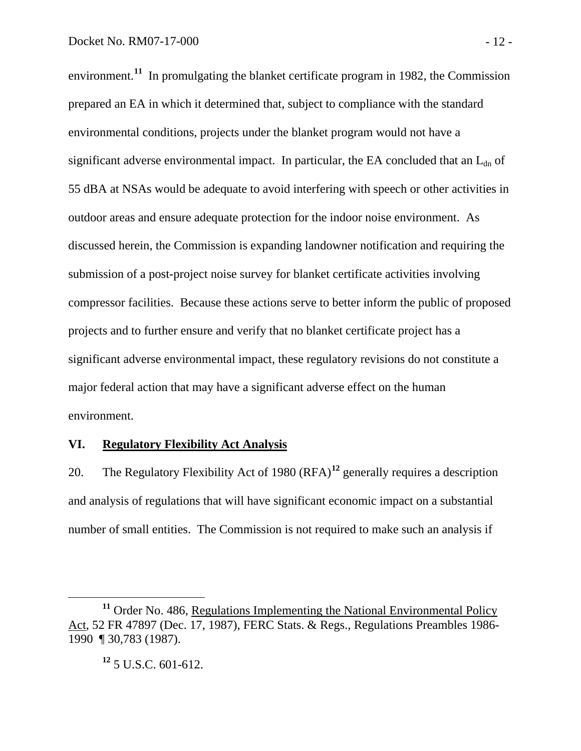environment.[11] In promulgating the blanket certificate program in 1982, the Commission prepared an EA in which it determined that, subject to compliance with the standard environmental conditions, projects under the blanket program would not have a significant adverse environmental impact. In particular, the EA concluded that an $L_{dn}$ of 55 dBA at NSAs would be adequate to avoid interfering with speech or other activities in outdoor areas and ensure adequate protection for the indoor noise environment. As discussed herein, the Commission is expanding landowner notification and requiring the submission of a post-project noise survey for blanket certificate activities involving compressor facilities. Because these actions serve to better inform the public of proposed projects and to further ensure and verify that no blanket certificate project has a significant adverse environmental impact, these regulatory revisions do not constitute a major federal action that may have a significant adverse effect on the human environment.

## VI. Regulatory Flexibility Act Analysis

20. The Regulatory Flexibility Act of 1980 (RFA)[12] generally requires a description and analysis of regulations that will have significant economic impact on a substantial number of small entities. The Commission is not required to make such an analysis if

---

[11] Order No. 486, Regulations Implementing the National Environmental Policy Act, 52 FR 47897 (Dec. 17, 1987), FERC Stats. & Regs., Regulations Preambles 1986-1990 ¶ 30,783 (1987).

[12] 5 U.S.C. 601-612.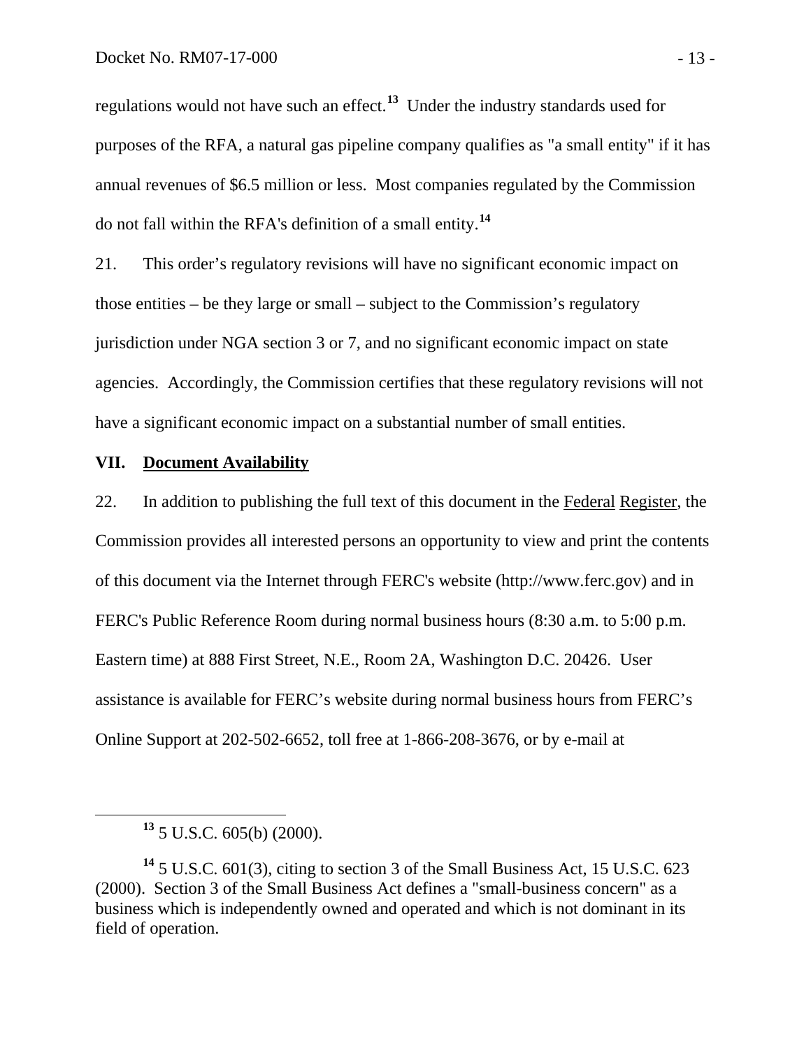regulations would not have such an effect.[13] Under the industry standards used for purposes of the RFA, a natural gas pipeline company qualifies as "a small entity" if it has annual revenues of $6.5 million or less. Most companies regulated by the Commission do not fall within the RFA's definition of a small entity.[14]

21. This order's regulatory revisions will have no significant economic impact on those entities – be they large or small – subject to the Commission's regulatory jurisdiction under NGA section 3 or 7, and no significant economic impact on state agencies. Accordingly, the Commission certifies that these regulatory revisions will not have a significant economic impact on a substantial number of small entities.

## VII. Document Availability

22. In addition to publishing the full text of this document in the Federal Register, the Commission provides all interested persons an opportunity to view and print the contents of this document via the Internet through FERC's website (http://www.ferc.gov) and in FERC's Public Reference Room during normal business hours (8:30 a.m. to 5:00 p.m. Eastern time) at 888 First Street, N.E., Room 2A, Washington D.C. 20426. User assistance is available for FERC's website during normal business hours from FERC's Online Support at 202-502-6652, toll free at 1-866-208-3676, or by e-mail at

---

[13] 5 U.S.C. 605(b) (2000).

[14] 5 U.S.C. 601(3), citing to section 3 of the Small Business Act, 15 U.S.C. 623 (2000). Section 3 of the Small Business Act defines a "small-business concern" as a business which is independently owned and operated and which is not dominant in its field of operation.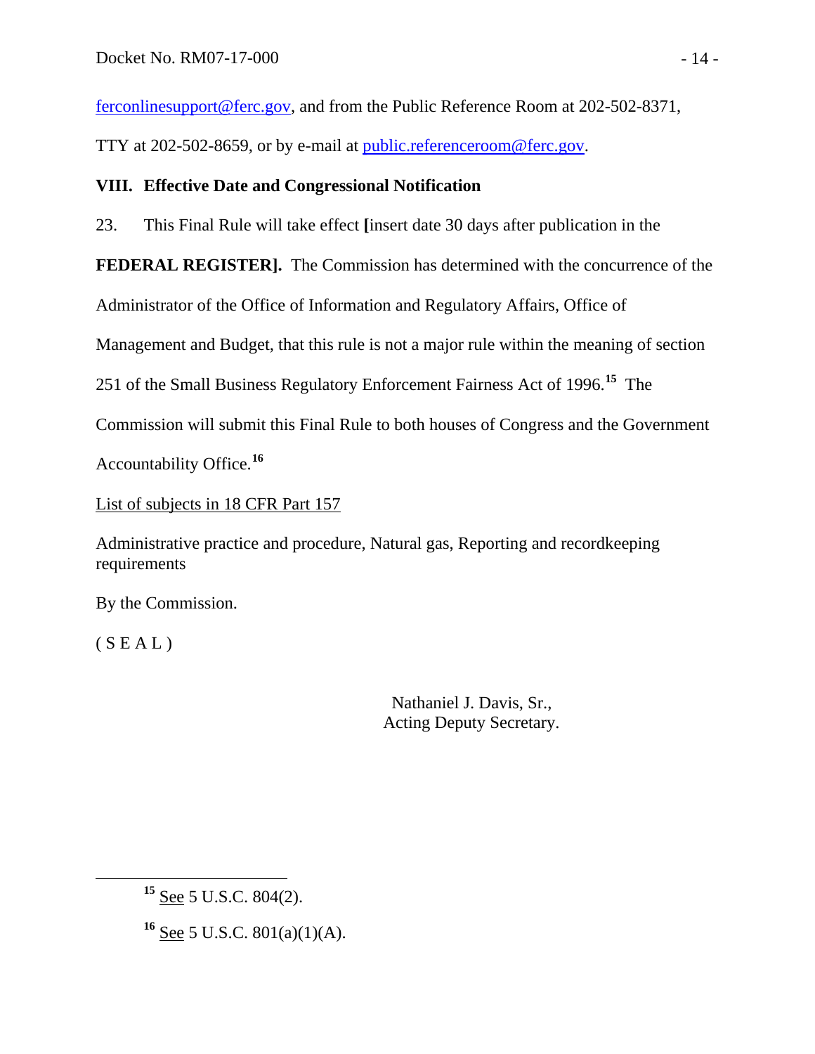ferconlinesupport@ferc.gov, and from the Public Reference Room at 202-502-8371, TTY at 202-502-8659, or by e-mail at public.referenceroom@ferc.gov.

## VIII. Effective Date and Congressional Notification

23. This Final Rule will take effect **[**insert date 30 days after publication in the **FEDERAL REGISTER].** The Commission has determined with the concurrence of the Administrator of the Office of Information and Regulatory Affairs, Office of Management and Budget, that this rule is not a major rule within the meaning of section 251 of the Small Business Regulatory Enforcement Fairness Act of 1996.[15] The Commission will submit this Final Rule to both houses of Congress and the Government Accountability Office.[16]

List of subjects in 18 CFR Part 157

Administrative practice and procedure, Natural gas, Reporting and recordkeeping requirements

By the Commission.

( S E A L )

Nathaniel J. Davis, Sr.,
Acting Deputy Secretary.

---

[15] See 5 U.S.C. 804(2).

[16] See 5 U.S.C. 801(a)(1)(A).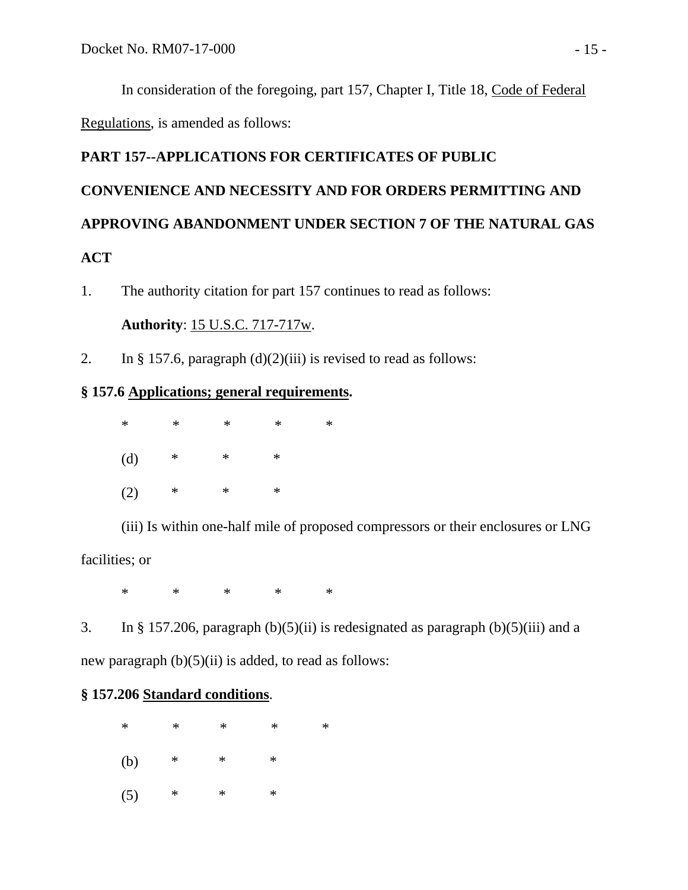In consideration of the foregoing, part 157, Chapter I, Title 18, Code of Federal Regulations, is amended as follows:

**PART 157--APPLICATIONS FOR CERTIFICATES OF PUBLIC CONVENIENCE AND NECESSITY AND FOR ORDERS PERMITTING AND APPROVING ABANDONMENT UNDER SECTION 7 OF THE NATURAL GAS ACT**

1. The authority citation for part 157 continues to read as follows:

   **Authority**: 15 U.S.C. 717-717w.

2. In § 157.6, paragraph (d)(2)(iii) is revised to read as follows:

**§ 157.6 Applications; general requirements.**

\* \* \* \* \*

(d) \* \* \*

(2) \* \* \*

(iii) Is within one-half mile of proposed compressors or their enclosures or LNG facilities; or

\* \* \* \* \*

3. In § 157.206, paragraph (b)(5)(ii) is redesignated as paragraph (b)(5)(iii) and a new paragraph (b)(5)(ii) is added, to read as follows:

**§ 157.206 Standard conditions**.

\* \* \* \* \*

(b) \* \* \*

(5) \* \* \*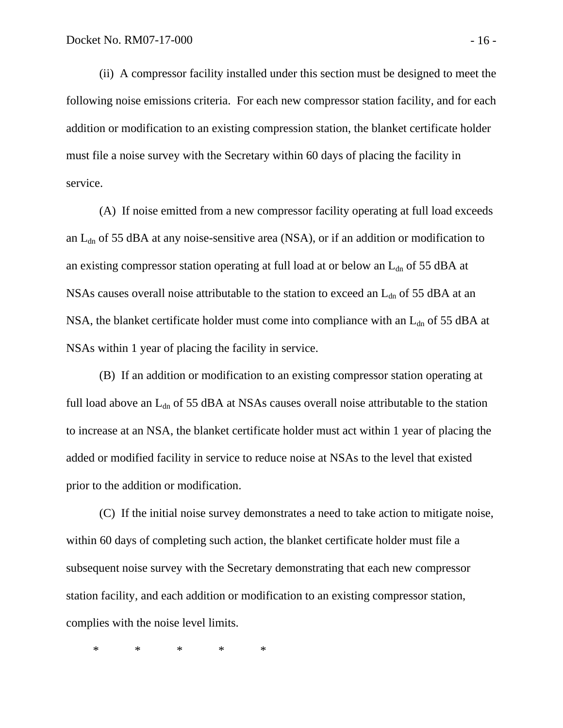(ii) A compressor facility installed under this section must be designed to meet the following noise emissions criteria. For each new compressor station facility, and for each addition or modification to an existing compression station, the blanket certificate holder must file a noise survey with the Secretary within 60 days of placing the facility in service.

(A) If noise emitted from a new compressor facility operating at full load exceeds an $L_{dn}$ of 55 dBA at any noise-sensitive area (NSA), or if an addition or modification to an existing compressor station operating at full load at or below an $L_{dn}$ of 55 dBA at NSAs causes overall noise attributable to the station to exceed an $L_{dn}$ of 55 dBA at an NSA, the blanket certificate holder must come into compliance with an $L_{dn}$ of 55 dBA at NSAs within 1 year of placing the facility in service.

(B) If an addition or modification to an existing compressor station operating at full load above an $L_{dn}$ of 55 dBA at NSAs causes overall noise attributable to the station to increase at an NSA, the blanket certificate holder must act within 1 year of placing the added or modified facility in service to reduce noise at NSAs to the level that existed prior to the addition or modification.

(C) If the initial noise survey demonstrates a need to take action to mitigate noise, within 60 days of completing such action, the blanket certificate holder must file a subsequent noise survey with the Secretary demonstrating that each new compressor station facility, and each addition or modification to an existing compressor station, complies with the noise level limits.

\* \* \* \* \*